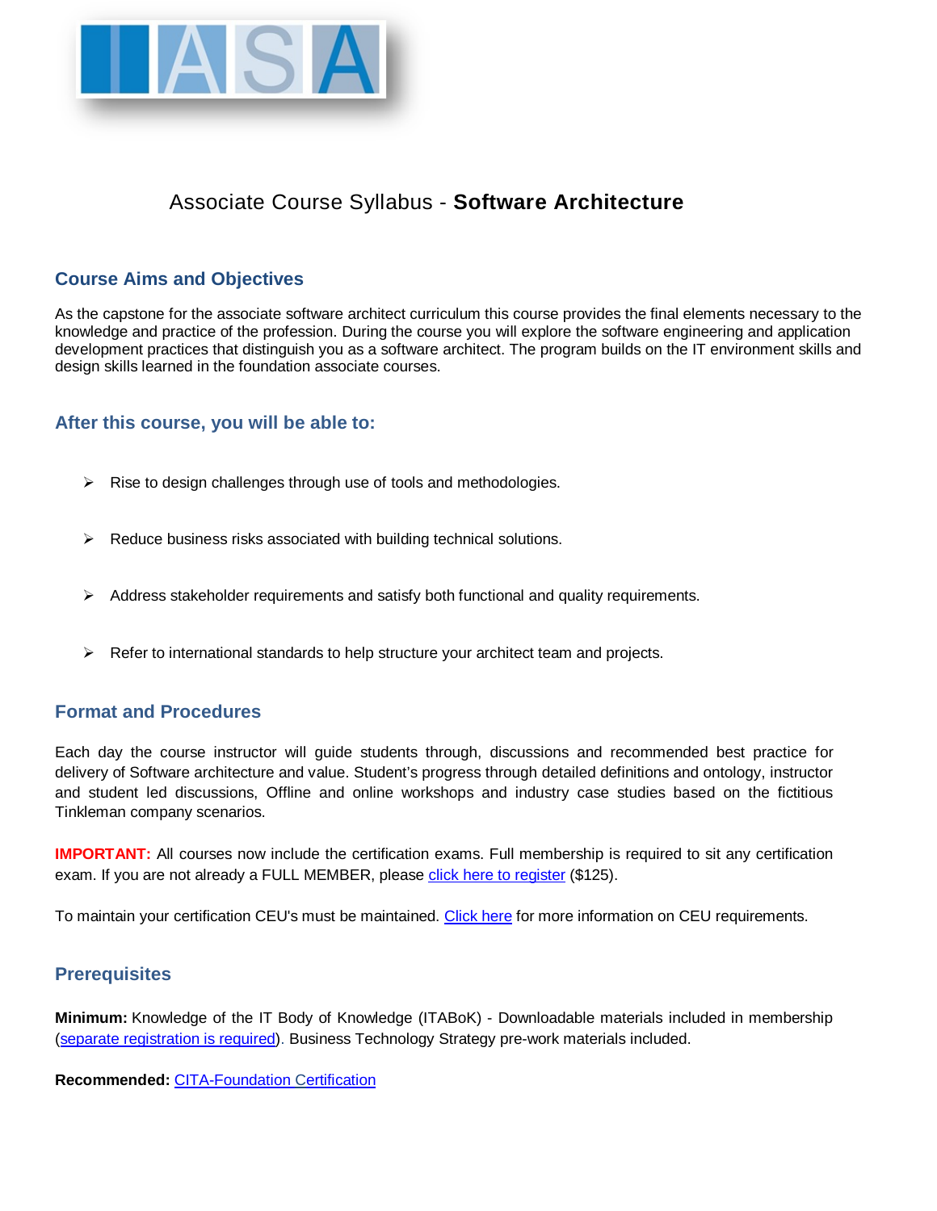# Associate Course Syllabus - **Software Architecture**

## Course Aims and Objectives

As the capstone for the associate software architect curriculum this course provides the final elements necessary to the knowledge and practice of the profession. During the course you will explore the software engineering and application development practices that distinguish you as a software architect. The program builds on the IT environment skills and design skills learned in the foundation associate courses.

## After this course, you will be able to:

- Rise to design challenges through use of tools and methodologies.
- Reduce business risks associated with building technical solutions.
- Address stakeholder requirements and satisfy both functional and quality requirements.
- Refer to international standards to help structure your architect team and projects.

## Format and Procedures

Each day the course instructor will guide students through, discussions and recommended best practice for delivery of Software architecture and value. Student's progress through detailed definitions and ontology, instructor and student led discussions, Offline and online workshops and industry case studies based on the fictitious Tinkleman company scenarios.

**IMPORTANT:** All courses now include the certification exams. Full membership is required to sit any certification exam. If you are not already a FULL MEMBER, please click here to register ($125).

To maintain your certification CEU's must be maintained. Click here for more information on CEU requirements.

## Prerequisites

**Minimum:** Knowledge of the IT Body of Knowledge (ITABoK) - Downloadable materials included in membership (separate registration is required). Business Technology Strategy pre-work materials included.

**Recommended:** CITA-Foundation Certification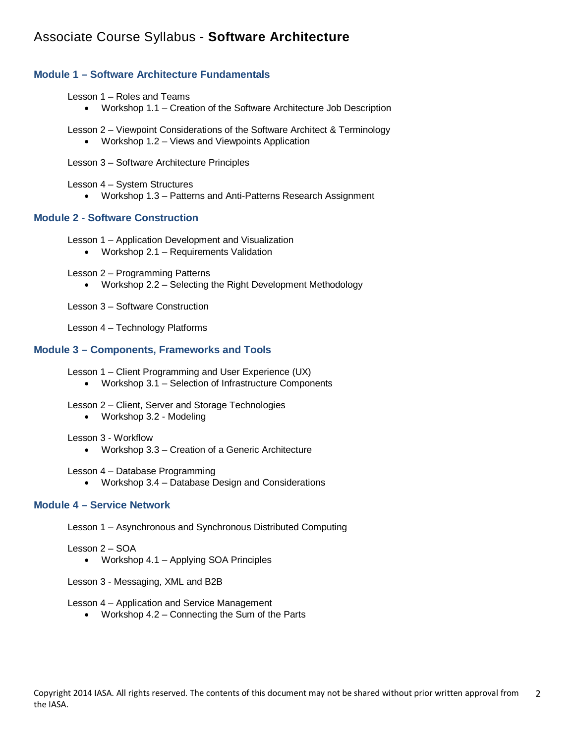# Associate Course Syllabus - **Software Architecture**

## Module 1 – Software Architecture Fundamentals

Lesson 1 – Roles and Teams

- Workshop 1.1 – Creation of the Software Architecture Job Description

Lesson 2 – Viewpoint Considerations of the Software Architect & Terminology

- Workshop 1.2 – Views and Viewpoints Application

Lesson 3 – Software Architecture Principles

Lesson 4 – System Structures

- Workshop 1.3 – Patterns and Anti-Patterns Research Assignment

## Module 2 - Software Construction

Lesson 1 – Application Development and Visualization

- Workshop 2.1 – Requirements Validation

Lesson 2 – Programming Patterns

- Workshop 2.2 – Selecting the Right Development Methodology

Lesson 3 – Software Construction

Lesson 4 – Technology Platforms

## Module 3 – Components, Frameworks and Tools

Lesson 1 – Client Programming and User Experience (UX)

- Workshop 3.1 – Selection of Infrastructure Components

Lesson 2 – Client, Server and Storage Technologies

- Workshop 3.2 - Modeling

Lesson 3 - Workflow

- Workshop 3.3 – Creation of a Generic Architecture

Lesson 4 – Database Programming

- Workshop 3.4 – Database Design and Considerations

## Module 4 – Service Network

Lesson 1 – Asynchronous and Synchronous Distributed Computing

Lesson 2 – SOA

- Workshop 4.1 – Applying SOA Principles

Lesson 3 - Messaging, XML and B2B

Lesson 4 – Application and Service Management

- Workshop 4.2 – Connecting the Sum of the Parts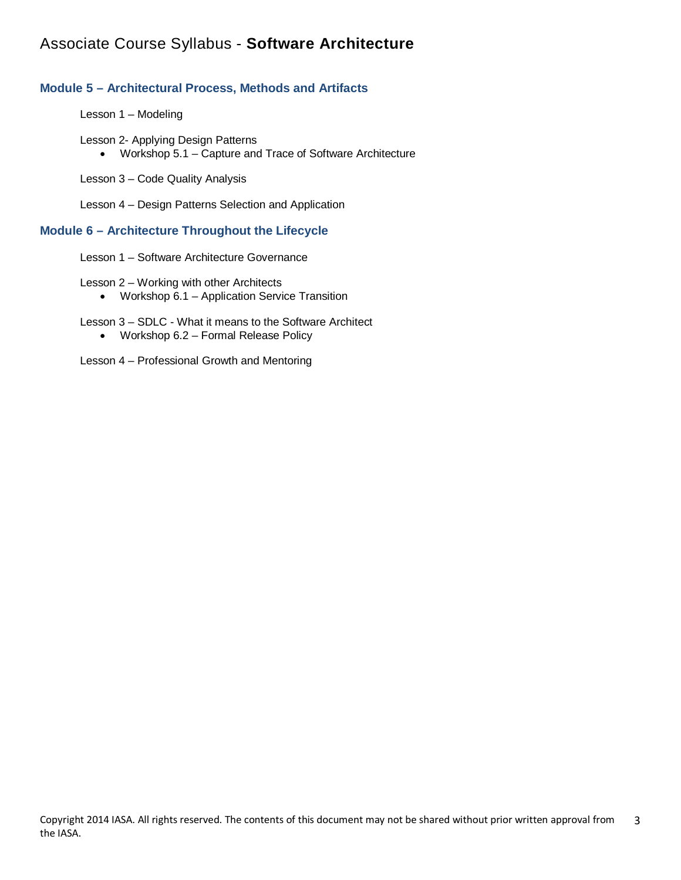## Module 5 – Architectural Process, Methods and Artifacts

Lesson 1 – Modeling

Lesson 2- Applying Design Patterns

- Workshop 5.1 – Capture and Trace of Software Architecture

Lesson 3 – Code Quality Analysis

Lesson 4 – Design Patterns Selection and Application

## Module 6 – Architecture Throughout the Lifecycle

Lesson 1 – Software Architecture Governance

Lesson 2 – Working with other Architects

- Workshop 6.1 – Application Service Transition

Lesson 3 – SDLC - What it means to the Software Architect

- Workshop 6.2 – Formal Release Policy

Lesson 4 – Professional Growth and Mentoring